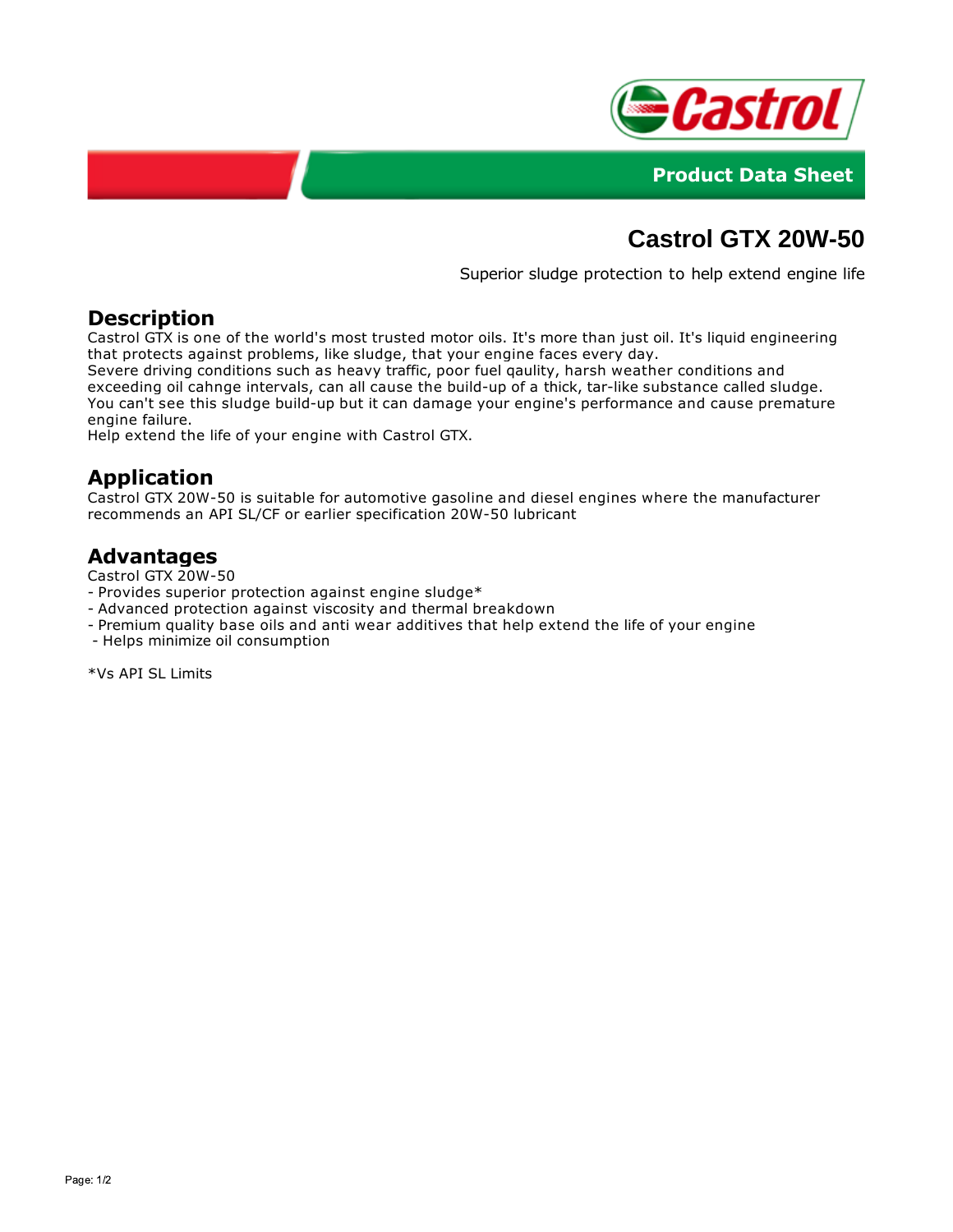Product Data Sheet

# Castrol GTX 20W-50

Superior sludge protection to help extend engine life

## Description

Castrol GTX is one of the world's most trusted motor oils. It's more than just oil. It's liquid engineering that protects against problems, like sludge, that your engine faces every day.
Severe driving conditions such as heavy traffic, poor fuel qaulity, harsh weather conditions and exceeding oil cahnge intervals, can all cause the build-up of a thick, tar-like substance called sludge. You can't see this sludge build-up but it can damage your engine's performance and cause premature engine failure.
Help extend the life of your engine with Castrol GTX.

## Application

Castrol GTX 20W-50 is suitable for automotive gasoline and diesel engines where the manufacturer recommends an API SL/CF or earlier specification 20W-50 lubricant

## Advantages

Castrol GTX 20W-50
- Provides superior protection against engine sludge*
- Advanced protection against viscosity and thermal breakdown
- Premium quality base oils and anti wear additives that help extend the life of your engine
- Helps minimize oil consumption

*Vs API SL Limits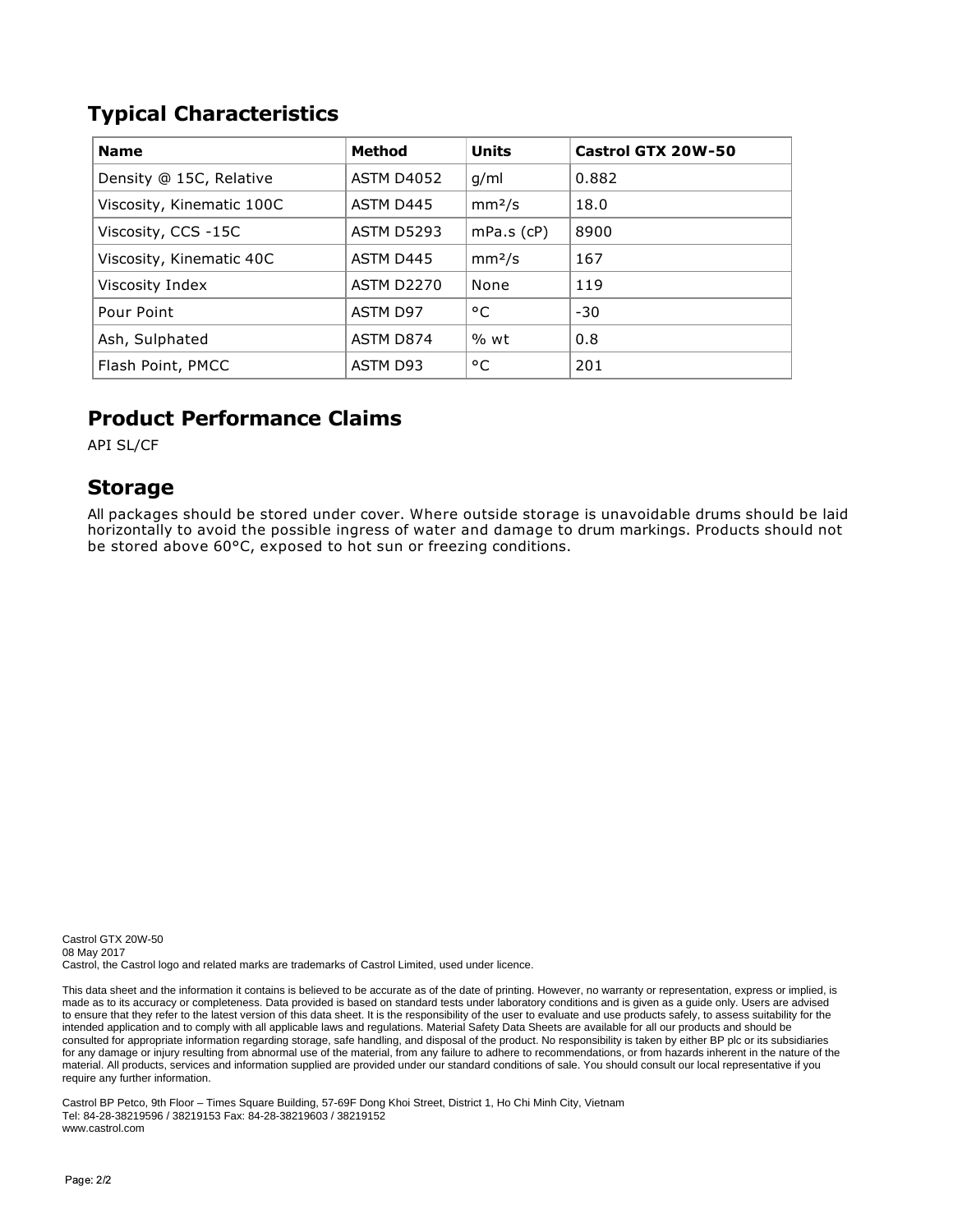## Typical Characteristics

| Name | Method | Units | Castrol GTX 20W-50 |
|---|---|---|---|
| Density @ 15C, Relative | ASTM D4052 | g/ml | 0.882 |
| Viscosity, Kinematic 100C | ASTM D445 | mm²/s | 18.0 |
| Viscosity, CCS -15C | ASTM D5293 | mPa.s (cP) | 8900 |
| Viscosity, Kinematic 40C | ASTM D445 | mm²/s | 167 |
| Viscosity Index | ASTM D2270 | None | 119 |
| Pour Point | ASTM D97 | °C | -30 |
| Ash, Sulphated | ASTM D874 | % wt | 0.8 |
| Flash Point, PMCC | ASTM D93 | °C | 201 |

## Product Performance Claims

API SL/CF

## Storage

All packages should be stored under cover. Where outside storage is unavoidable drums should be laid horizontally to avoid the possible ingress of water and damage to drum markings. Products should not be stored above 60°C, exposed to hot sun or freezing conditions.

Castrol GTX 20W-50
08 May 2017
Castrol, the Castrol logo and related marks are trademarks of Castrol Limited, used under licence.

This data sheet and the information it contains is believed to be accurate as of the date of printing. However, no warranty or representation, express or implied, is made as to its accuracy or completeness. Data provided is based on standard tests under laboratory conditions and is given as a guide only. Users are advised to ensure that they refer to the latest version of this data sheet. It is the responsibility of the user to evaluate and use products safely, to assess suitability for the intended application and to comply with all applicable laws and regulations. Material Safety Data Sheets are available for all our products and should be consulted for appropriate information regarding storage, safe handling, and disposal of the product. No responsibility is taken by either BP plc or its subsidiaries for any damage or injury resulting from abnormal use of the material, from any failure to adhere to recommendations, or from hazards inherent in the nature of the material. All products, services and information supplied are provided under our standard conditions of sale. You should consult our local representative if you require any further information.

Castrol BP Petco, 9th Floor – Times Square Building, 57-69F Dong Khoi Street, District 1, Ho Chi Minh City, Vietnam
Tel: 84-28-38219596 / 38219153 Fax: 84-28-38219603 / 38219152
www.castrol.com